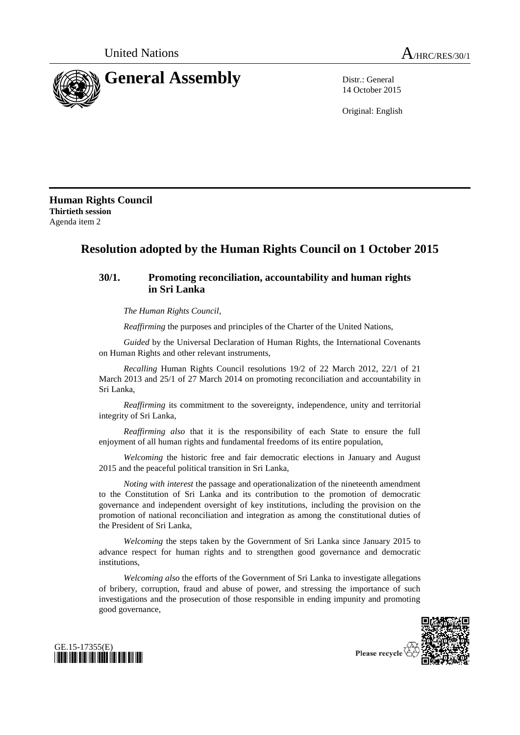United Nations

# A/HRC/RES/30/1

# General Assembly

Distr.: General
14 October 2015

Original: English

**Human Rights Council**
**Thirtieth session**
Agenda item 2

## Resolution adopted by the Human Rights Council on 1 October 2015

### 30/1. Promoting reconciliation, accountability and human rights in Sri Lanka

*The Human Rights Council*,

*Reaffirming* the purposes and principles of the Charter of the United Nations,

*Guided* by the Universal Declaration of Human Rights, the International Covenants on Human Rights and other relevant instruments,

*Recalling* Human Rights Council resolutions 19/2 of 22 March 2012, 22/1 of 21 March 2013 and 25/1 of 27 March 2014 on promoting reconciliation and accountability in Sri Lanka,

*Reaffirming* its commitment to the sovereignty, independence, unity and territorial integrity of Sri Lanka,

*Reaffirming also* that it is the responsibility of each State to ensure the full enjoyment of all human rights and fundamental freedoms of its entire population,

*Welcoming* the historic free and fair democratic elections in January and August 2015 and the peaceful political transition in Sri Lanka,

*Noting with interest* the passage and operationalization of the nineteenth amendment to the Constitution of Sri Lanka and its contribution to the promotion of democratic governance and independent oversight of key institutions, including the provision on the promotion of national reconciliation and integration as among the constitutional duties of the President of Sri Lanka,

*Welcoming* the steps taken by the Government of Sri Lanka since January 2015 to advance respect for human rights and to strengthen good governance and democratic institutions,

*Welcoming also* the efforts of the Government of Sri Lanka to investigate allegations of bribery, corruption, fraud and abuse of power, and stressing the importance of such investigations and the prosecution of those responsible in ending impunity and promoting good governance,

GE.15-17355(E)

Please recycle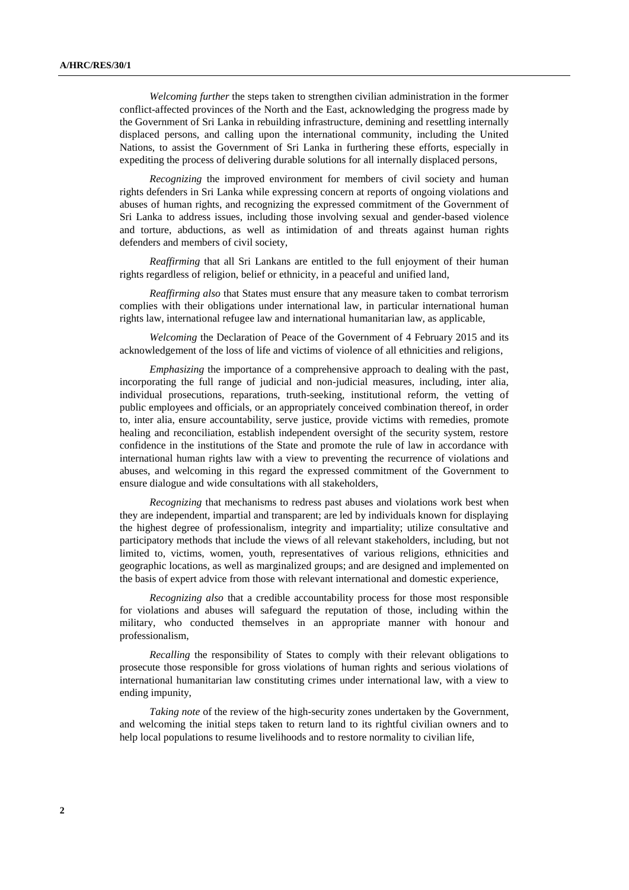*Welcoming further* the steps taken to strengthen civilian administration in the former conflict-affected provinces of the North and the East, acknowledging the progress made by the Government of Sri Lanka in rebuilding infrastructure, demining and resettling internally displaced persons, and calling upon the international community, including the United Nations, to assist the Government of Sri Lanka in furthering these efforts, especially in expediting the process of delivering durable solutions for all internally displaced persons,

*Recognizing* the improved environment for members of civil society and human rights defenders in Sri Lanka while expressing concern at reports of ongoing violations and abuses of human rights, and recognizing the expressed commitment of the Government of Sri Lanka to address issues, including those involving sexual and gender-based violence and torture, abductions, as well as intimidation of and threats against human rights defenders and members of civil society,

*Reaffirming* that all Sri Lankans are entitled to the full enjoyment of their human rights regardless of religion, belief or ethnicity, in a peaceful and unified land,

*Reaffirming also* that States must ensure that any measure taken to combat terrorism complies with their obligations under international law, in particular international human rights law, international refugee law and international humanitarian law, as applicable,

*Welcoming* the Declaration of Peace of the Government of 4 February 2015 and its acknowledgement of the loss of life and victims of violence of all ethnicities and religions,

*Emphasizing* the importance of a comprehensive approach to dealing with the past, incorporating the full range of judicial and non-judicial measures, including, inter alia, individual prosecutions, reparations, truth-seeking, institutional reform, the vetting of public employees and officials, or an appropriately conceived combination thereof, in order to, inter alia, ensure accountability, serve justice, provide victims with remedies, promote healing and reconciliation, establish independent oversight of the security system, restore confidence in the institutions of the State and promote the rule of law in accordance with international human rights law with a view to preventing the recurrence of violations and abuses, and welcoming in this regard the expressed commitment of the Government to ensure dialogue and wide consultations with all stakeholders,

*Recognizing* that mechanisms to redress past abuses and violations work best when they are independent, impartial and transparent; are led by individuals known for displaying the highest degree of professionalism, integrity and impartiality; utilize consultative and participatory methods that include the views of all relevant stakeholders, including, but not limited to, victims, women, youth, representatives of various religions, ethnicities and geographic locations, as well as marginalized groups; and are designed and implemented on the basis of expert advice from those with relevant international and domestic experience,

*Recognizing also* that a credible accountability process for those most responsible for violations and abuses will safeguard the reputation of those, including within the military, who conducted themselves in an appropriate manner with honour and professionalism,

*Recalling* the responsibility of States to comply with their relevant obligations to prosecute those responsible for gross violations of human rights and serious violations of international humanitarian law constituting crimes under international law, with a view to ending impunity,

*Taking note* of the review of the high-security zones undertaken by the Government, and welcoming the initial steps taken to return land to its rightful civilian owners and to help local populations to resume livelihoods and to restore normality to civilian life,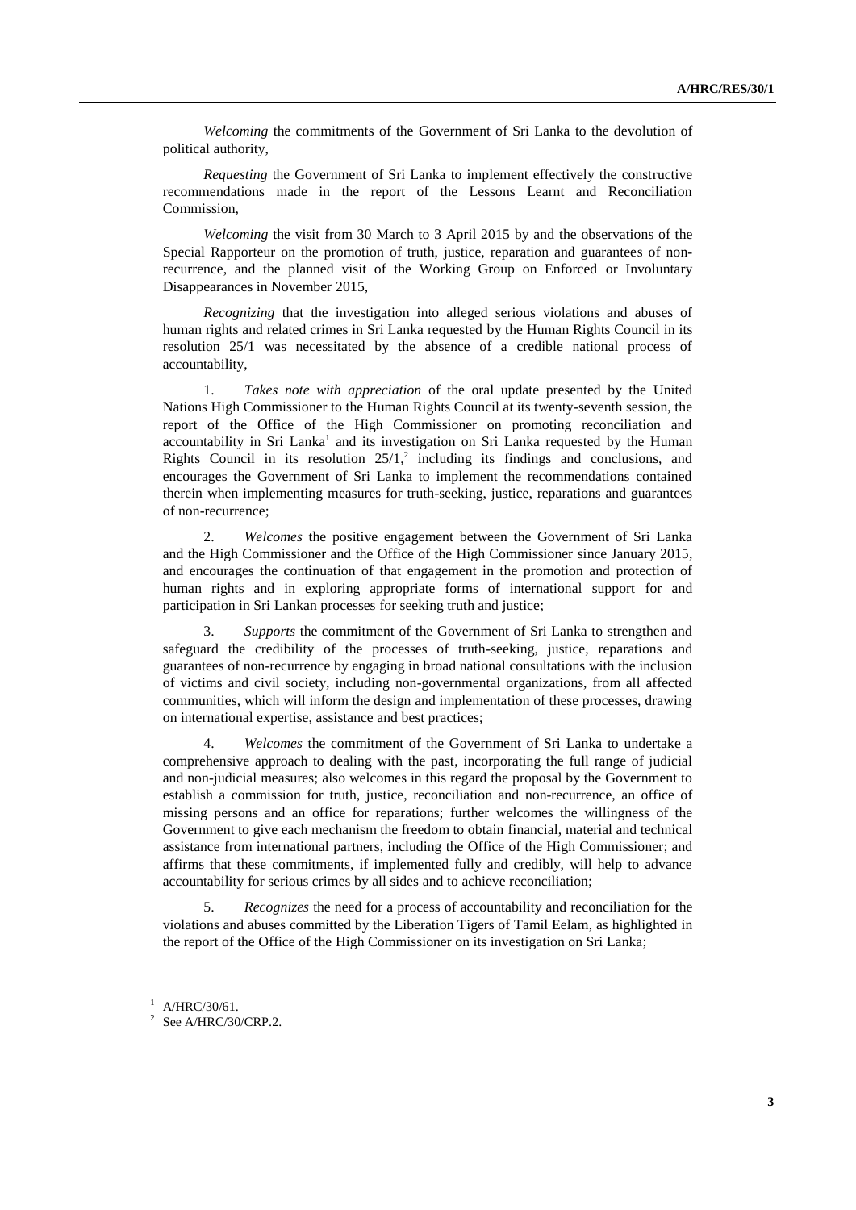*Welcoming* the commitments of the Government of Sri Lanka to the devolution of political authority,

*Requesting* the Government of Sri Lanka to implement effectively the constructive recommendations made in the report of the Lessons Learnt and Reconciliation Commission,

*Welcoming* the visit from 30 March to 3 April 2015 by and the observations of the Special Rapporteur on the promotion of truth, justice, reparation and guarantees of non-recurrence, and the planned visit of the Working Group on Enforced or Involuntary Disappearances in November 2015,

*Recognizing* that the investigation into alleged serious violations and abuses of human rights and related crimes in Sri Lanka requested by the Human Rights Council in its resolution 25/1 was necessitated by the absence of a credible national process of accountability,

1. *Takes note with appreciation* of the oral update presented by the United Nations High Commissioner to the Human Rights Council at its twenty-seventh session, the report of the Office of the High Commissioner on promoting reconciliation and accountability in Sri Lanka[1] and its investigation on Sri Lanka requested by the Human Rights Council in its resolution 25/1,[2] including its findings and conclusions, and encourages the Government of Sri Lanka to implement the recommendations contained therein when implementing measures for truth-seeking, justice, reparations and guarantees of non-recurrence;

2. *Welcomes* the positive engagement between the Government of Sri Lanka and the High Commissioner and the Office of the High Commissioner since January 2015, and encourages the continuation of that engagement in the promotion and protection of human rights and in exploring appropriate forms of international support for and participation in Sri Lankan processes for seeking truth and justice;

3. *Supports* the commitment of the Government of Sri Lanka to strengthen and safeguard the credibility of the processes of truth-seeking, justice, reparations and guarantees of non-recurrence by engaging in broad national consultations with the inclusion of victims and civil society, including non-governmental organizations, from all affected communities, which will inform the design and implementation of these processes, drawing on international expertise, assistance and best practices;

4. *Welcomes* the commitment of the Government of Sri Lanka to undertake a comprehensive approach to dealing with the past, incorporating the full range of judicial and non-judicial measures; also welcomes in this regard the proposal by the Government to establish a commission for truth, justice, reconciliation and non-recurrence, an office of missing persons and an office for reparations; further welcomes the willingness of the Government to give each mechanism the freedom to obtain financial, material and technical assistance from international partners, including the Office of the High Commissioner; and affirms that these commitments, if implemented fully and credibly, will help to advance accountability for serious crimes by all sides and to achieve reconciliation;

5. *Recognizes* the need for a process of accountability and reconciliation for the violations and abuses committed by the Liberation Tigers of Tamil Eelam, as highlighted in the report of the Office of the High Commissioner on its investigation on Sri Lanka;

---

[1] A/HRC/30/61.

[2] See A/HRC/30/CRP.2.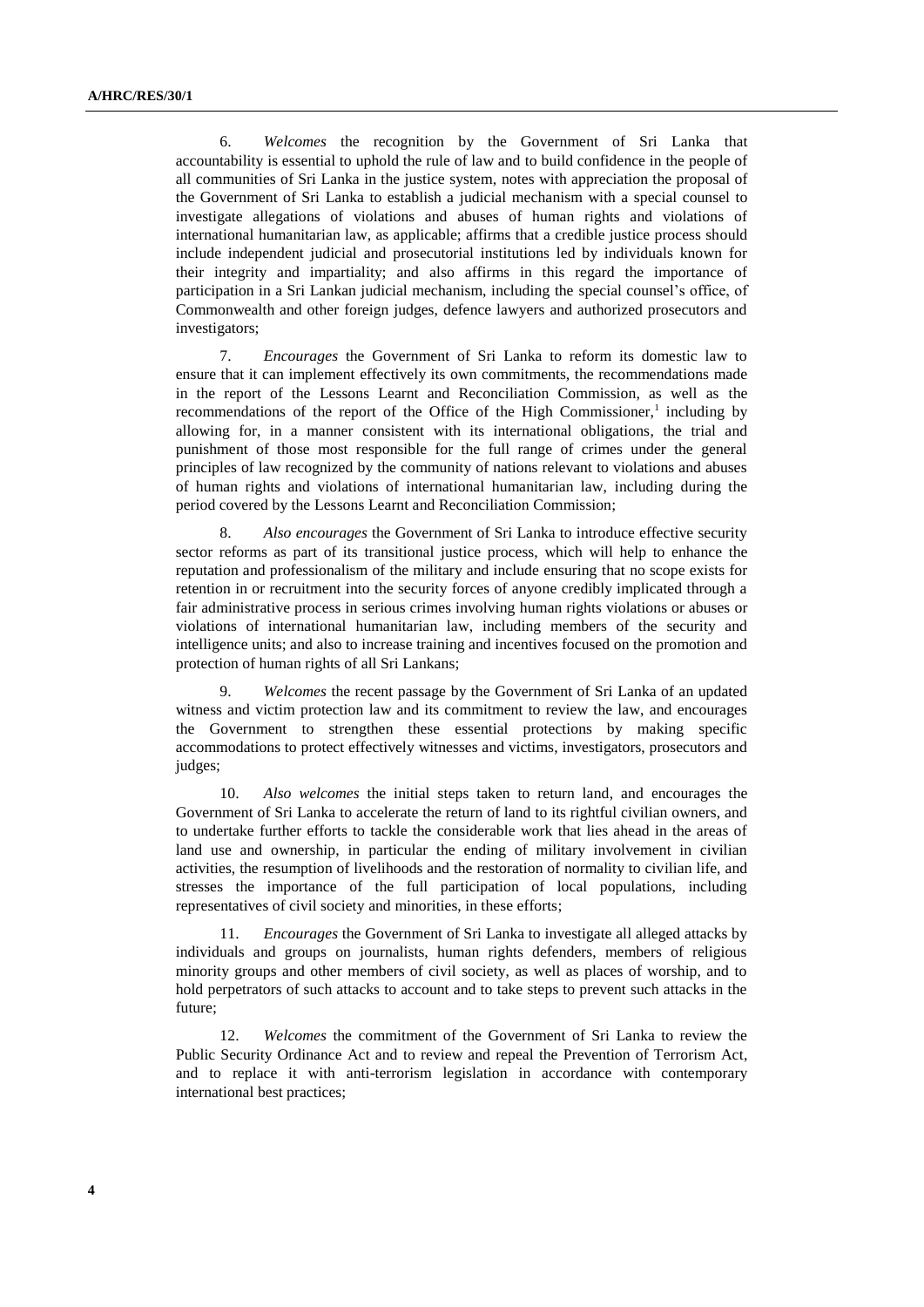6. *Welcomes* the recognition by the Government of Sri Lanka that accountability is essential to uphold the rule of law and to build confidence in the people of all communities of Sri Lanka in the justice system, notes with appreciation the proposal of the Government of Sri Lanka to establish a judicial mechanism with a special counsel to investigate allegations of violations and abuses of human rights and violations of international humanitarian law, as applicable; affirms that a credible justice process should include independent judicial and prosecutorial institutions led by individuals known for their integrity and impartiality; and also affirms in this regard the importance of participation in a Sri Lankan judicial mechanism, including the special counsel's office, of Commonwealth and other foreign judges, defence lawyers and authorized prosecutors and investigators;

7. *Encourages* the Government of Sri Lanka to reform its domestic law to ensure that it can implement effectively its own commitments, the recommendations made in the report of the Lessons Learnt and Reconciliation Commission, as well as the recommendations of the report of the Office of the High Commissioner,[1] including by allowing for, in a manner consistent with its international obligations, the trial and punishment of those most responsible for the full range of crimes under the general principles of law recognized by the community of nations relevant to violations and abuses of human rights and violations of international humanitarian law, including during the period covered by the Lessons Learnt and Reconciliation Commission;

8. *Also encourages* the Government of Sri Lanka to introduce effective security sector reforms as part of its transitional justice process, which will help to enhance the reputation and professionalism of the military and include ensuring that no scope exists for retention in or recruitment into the security forces of anyone credibly implicated through a fair administrative process in serious crimes involving human rights violations or abuses or violations of international humanitarian law, including members of the security and intelligence units; and also to increase training and incentives focused on the promotion and protection of human rights of all Sri Lankans;

9. *Welcomes* the recent passage by the Government of Sri Lanka of an updated witness and victim protection law and its commitment to review the law, and encourages the Government to strengthen these essential protections by making specific accommodations to protect effectively witnesses and victims, investigators, prosecutors and judges;

10. *Also welcomes* the initial steps taken to return land, and encourages the Government of Sri Lanka to accelerate the return of land to its rightful civilian owners, and to undertake further efforts to tackle the considerable work that lies ahead in the areas of land use and ownership, in particular the ending of military involvement in civilian activities, the resumption of livelihoods and the restoration of normality to civilian life, and stresses the importance of the full participation of local populations, including representatives of civil society and minorities, in these efforts;

11. *Encourages* the Government of Sri Lanka to investigate all alleged attacks by individuals and groups on journalists, human rights defenders, members of religious minority groups and other members of civil society, as well as places of worship, and to hold perpetrators of such attacks to account and to take steps to prevent such attacks in the future;

12. *Welcomes* the commitment of the Government of Sri Lanka to review the Public Security Ordinance Act and to review and repeal the Prevention of Terrorism Act, and to replace it with anti-terrorism legislation in accordance with contemporary international best practices;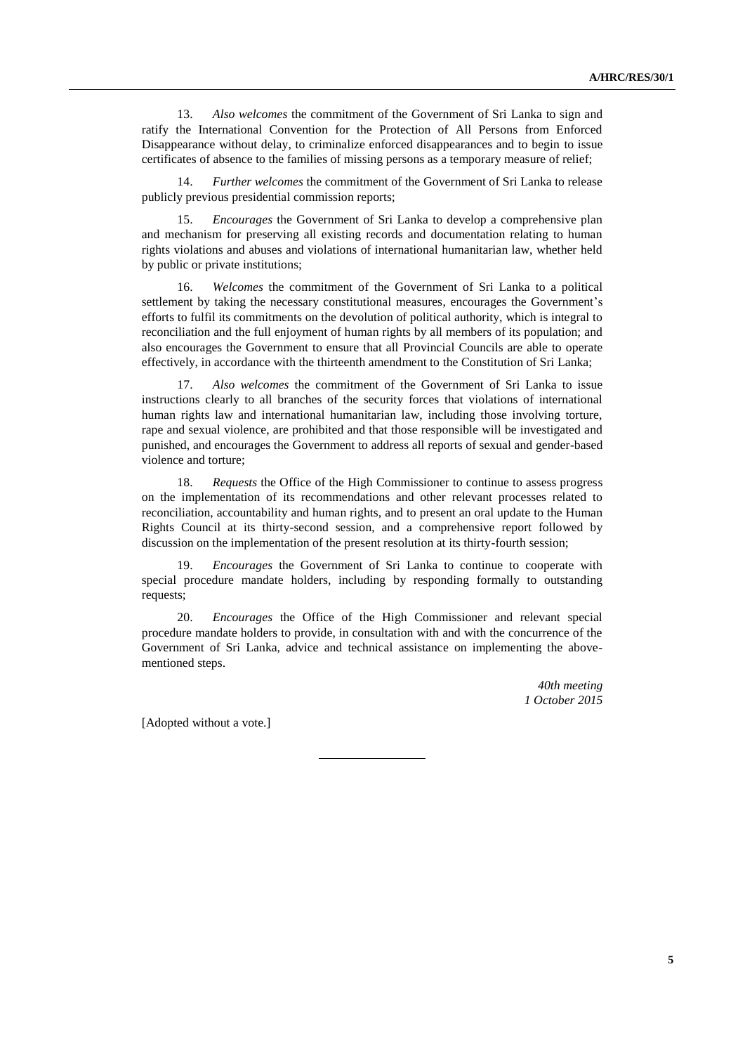13. *Also welcomes* the commitment of the Government of Sri Lanka to sign and ratify the International Convention for the Protection of All Persons from Enforced Disappearance without delay, to criminalize enforced disappearances and to begin to issue certificates of absence to the families of missing persons as a temporary measure of relief;

14. *Further welcomes* the commitment of the Government of Sri Lanka to release publicly previous presidential commission reports;

15. *Encourages* the Government of Sri Lanka to develop a comprehensive plan and mechanism for preserving all existing records and documentation relating to human rights violations and abuses and violations of international humanitarian law, whether held by public or private institutions;

16. *Welcomes* the commitment of the Government of Sri Lanka to a political settlement by taking the necessary constitutional measures, encourages the Government's efforts to fulfil its commitments on the devolution of political authority, which is integral to reconciliation and the full enjoyment of human rights by all members of its population; and also encourages the Government to ensure that all Provincial Councils are able to operate effectively, in accordance with the thirteenth amendment to the Constitution of Sri Lanka;

17. *Also welcomes* the commitment of the Government of Sri Lanka to issue instructions clearly to all branches of the security forces that violations of international human rights law and international humanitarian law, including those involving torture, rape and sexual violence, are prohibited and that those responsible will be investigated and punished, and encourages the Government to address all reports of sexual and gender-based violence and torture;

18. *Requests* the Office of the High Commissioner to continue to assess progress on the implementation of its recommendations and other relevant processes related to reconciliation, accountability and human rights, and to present an oral update to the Human Rights Council at its thirty-second session, and a comprehensive report followed by discussion on the implementation of the present resolution at its thirty-fourth session;

19. *Encourages* the Government of Sri Lanka to continue to cooperate with special procedure mandate holders, including by responding formally to outstanding requests;

20. *Encourages* the Office of the High Commissioner and relevant special procedure mandate holders to provide, in consultation with and with the concurrence of the Government of Sri Lanka, advice and technical assistance on implementing the above-mentioned steps.

*40th meeting*
*1 October 2015*

[Adopted without a vote.]